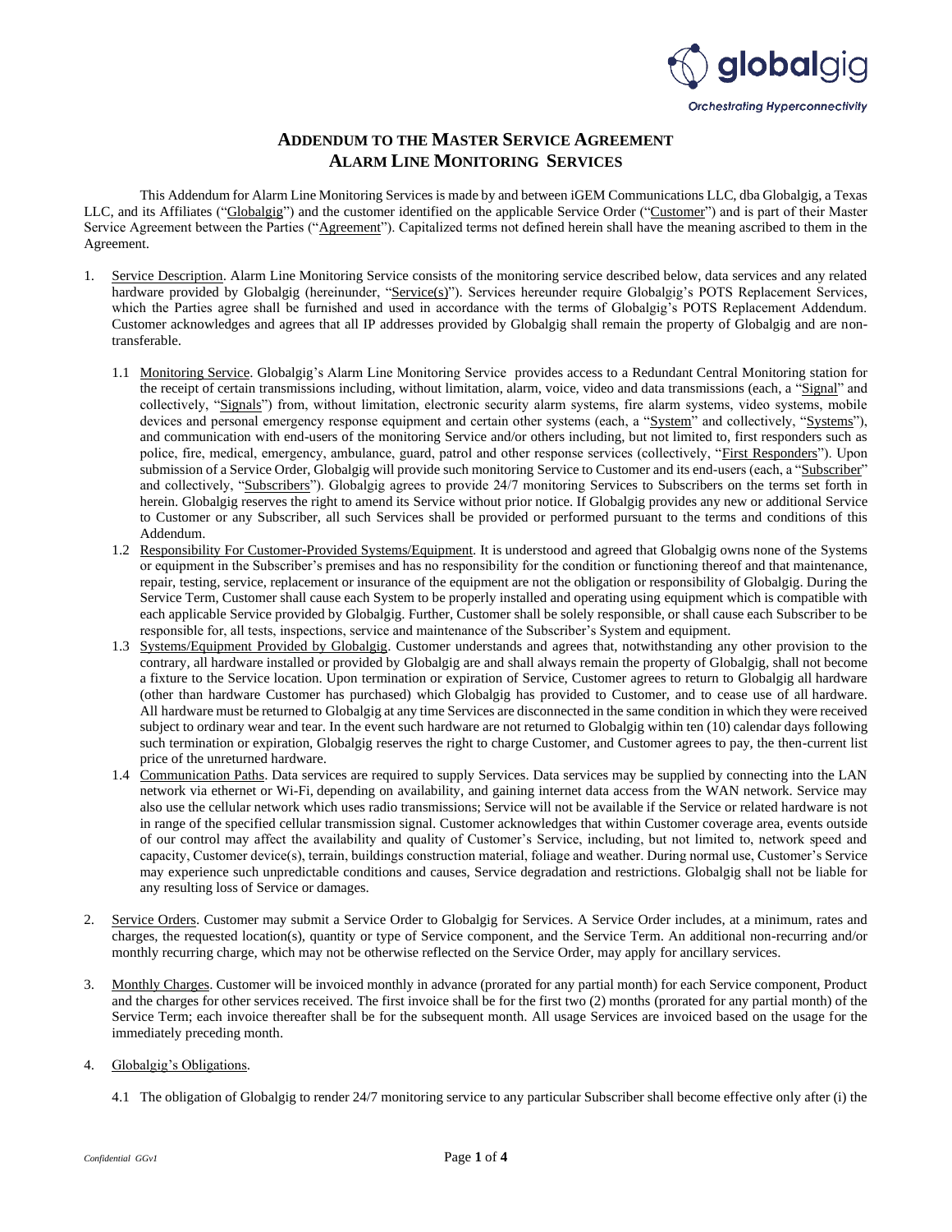# ADDENDUM TO THE MASTER SERVICE AGREEMENT
# ALARM LINE MONITORING SERVICES

This Addendum for Alarm Line Monitoring Services is made by and between iGEM Communications LLC, dba Globalgig, a Texas LLC, and its Affiliates ("Globalgig") and the customer identified on the applicable Service Order ("Customer") and is part of their Master Service Agreement between the Parties ("Agreement"). Capitalized terms not defined herein shall have the meaning ascribed to them in the Agreement.

1. Service Description. Alarm Line Monitoring Service consists of the monitoring service described below, data services and any related hardware provided by Globalgig (hereinunder, "Service(s)"). Services hereunder require Globalgig's POTS Replacement Services, which the Parties agree shall be furnished and used in accordance with the terms of Globalgig's POTS Replacement Addendum. Customer acknowledges and agrees that all IP addresses provided by Globalgig shall remain the property of Globalgig and are non-transferable.

   1.1 Monitoring Service. Globalgig's Alarm Line Monitoring Service provides access to a Redundant Central Monitoring station for the receipt of certain transmissions including, without limitation, alarm, voice, video and data transmissions (each, a "Signal" and collectively, "Signals") from, without limitation, electronic security alarm systems, fire alarm systems, video systems, mobile devices and personal emergency response equipment and certain other systems (each, a "System" and collectively, "Systems"), and communication with end-users of the monitoring Service and/or others including, but not limited to, first responders such as police, fire, medical, emergency, ambulance, guard, patrol and other response services (collectively, "First Responders"). Upon submission of a Service Order, Globalgig will provide such monitoring Service to Customer and its end-users (each, a "Subscriber" and collectively, "Subscribers"). Globalgig agrees to provide 24/7 monitoring Services to Subscribers on the terms set forth in herein. Globalgig reserves the right to amend its Service without prior notice. If Globalgig provides any new or additional Service to Customer or any Subscriber, all such Services shall be provided or performed pursuant to the terms and conditions of this Addendum.

   1.2 Responsibility For Customer-Provided Systems/Equipment. It is understood and agreed that Globalgig owns none of the Systems or equipment in the Subscriber's premises and has no responsibility for the condition or functioning thereof and that maintenance, repair, testing, service, replacement or insurance of the equipment are not the obligation or responsibility of Globalgig. During the Service Term, Customer shall cause each System to be properly installed and operating using equipment which is compatible with each applicable Service provided by Globalgig. Further, Customer shall be solely responsible, or shall cause each Subscriber to be responsible for, all tests, inspections, service and maintenance of the Subscriber's System and equipment.

   1.3 Systems/Equipment Provided by Globalgig. Customer understands and agrees that, notwithstanding any other provision to the contrary, all hardware installed or provided by Globalgig are and shall always remain the property of Globalgig, shall not become a fixture to the Service location. Upon termination or expiration of Service, Customer agrees to return to Globalgig all hardware (other than hardware Customer has purchased) which Globalgig has provided to Customer, and to cease use of all hardware. All hardware must be returned to Globalgig at any time Services are disconnected in the same condition in which they were received subject to ordinary wear and tear. In the event such hardware are not returned to Globalgig within ten (10) calendar days following such termination or expiration, Globalgig reserves the right to charge Customer, and Customer agrees to pay, the then-current list price of the unreturned hardware.

   1.4 Communication Paths. Data services are required to supply Services. Data services may be supplied by connecting into the LAN network via ethernet or Wi-Fi, depending on availability, and gaining internet data access from the WAN network. Service may also use the cellular network which uses radio transmissions; Service will not be available if the Service or related hardware is not in range of the specified cellular transmission signal. Customer acknowledges that within Customer coverage area, events outside of our control may affect the availability and quality of Customer's Service, including, but not limited to, network speed and capacity, Customer device(s), terrain, buildings construction material, foliage and weather. During normal use, Customer's Service may experience such unpredictable conditions and causes, Service degradation and restrictions. Globalgig shall not be liable for any resulting loss of Service or damages.

2. Service Orders. Customer may submit a Service Order to Globalgig for Services. A Service Order includes, at a minimum, rates and charges, the requested location(s), quantity or type of Service component, and the Service Term. An additional non-recurring and/or monthly recurring charge, which may not be otherwise reflected on the Service Order, may apply for ancillary services.

3. Monthly Charges. Customer will be invoiced monthly in advance (prorated for any partial month) for each Service component, Product and the charges for other services received. The first invoice shall be for the first two (2) months (prorated for any partial month) of the Service Term; each invoice thereafter shall be for the subsequent month. All usage Services are invoiced based on the usage for the immediately preceding month.

4. Globalgig's Obligations.

   4.1 The obligation of Globalgig to render 24/7 monitoring service to any particular Subscriber shall become effective only after (i) the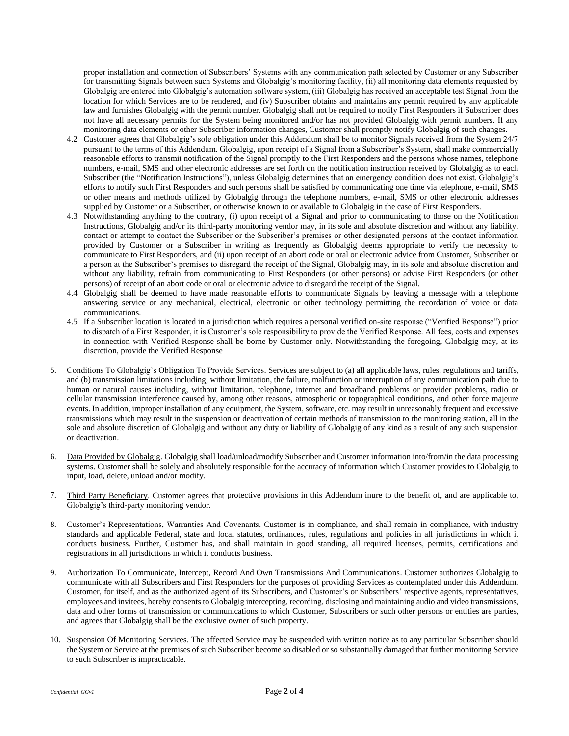proper installation and connection of Subscribers' Systems with any communication path selected by Customer or any Subscriber for transmitting Signals between such Systems and Globalgig's monitoring facility, (ii) all monitoring data elements requested by Globalgig are entered into Globalgig's automation software system, (iii) Globalgig has received an acceptable test Signal from the location for which Services are to be rendered, and (iv) Subscriber obtains and maintains any permit required by any applicable law and furnishes Globalgig with the permit number. Globalgig shall not be required to notify First Responders if Subscriber does not have all necessary permits for the System being monitored and/or has not provided Globalgig with permit numbers. If any monitoring data elements or other Subscriber information changes, Customer shall promptly notify Globalgig of such changes.

4.2 Customer agrees that Globalgig's sole obligation under this Addendum shall be to monitor Signals received from the System 24/7 pursuant to the terms of this Addendum. Globalgig, upon receipt of a Signal from a Subscriber's System, shall make commercially reasonable efforts to transmit notification of the Signal promptly to the First Responders and the persons whose names, telephone numbers, e-mail, SMS and other electronic addresses are set forth on the notification instruction received by Globalgig as to each Subscriber (the "<u>Notification Instructions</u>"), unless Globalgig determines that an emergency condition does not exist. Globalgig's efforts to notify such First Responders and such persons shall be satisfied by communicating one time via telephone, e-mail, SMS or other means and methods utilized by Globalgig through the telephone numbers, e-mail, SMS or other electronic addresses supplied by Customer or a Subscriber, or otherwise known to or available to Globalgig in the case of First Responders.

4.3 Notwithstanding anything to the contrary, (i) upon receipt of a Signal and prior to communicating to those on the Notification Instructions, Globalgig and/or its third-party monitoring vendor may, in its sole and absolute discretion and without any liability, contact or attempt to contact the Subscriber or the Subscriber's premises or other designated persons at the contact information provided by Customer or a Subscriber in writing as frequently as Globalgig deems appropriate to verify the necessity to communicate to First Responders, and (ii) upon receipt of an abort code or oral or electronic advice from Customer, Subscriber or a person at the Subscriber's premises to disregard the receipt of the Signal, Globalgig may, in its sole and absolute discretion and without any liability, refrain from communicating to First Responders (or other persons) or advise First Responders (or other persons) of receipt of an abort code or oral or electronic advice to disregard the receipt of the Signal.

4.4 Globalgig shall be deemed to have made reasonable efforts to communicate Signals by leaving a message with a telephone answering service or any mechanical, electrical, electronic or other technology permitting the recordation of voice or data communications.

4.5 If a Subscriber location is located in a jurisdiction which requires a personal verified on-site response ("<u>Verified Response</u>") prior to dispatch of a First Responder, it is Customer's sole responsibility to provide the Verified Response. All fees, costs and expenses in connection with Verified Response shall be borne by Customer only. Notwithstanding the foregoing, Globalgig may, at its discretion, provide the Verified Response

5. <u>Conditions To Globalgig's Obligation To Provide Services</u>. Services are subject to (a) all applicable laws, rules, regulations and tariffs, and (b) transmission limitations including, without limitation, the failure, malfunction or interruption of any communication path due to human or natural causes including, without limitation, telephone, internet and broadband problems or provider problems, radio or cellular transmission interference caused by, among other reasons, atmospheric or topographical conditions, and other force majeure events. In addition, improper installation of any equipment, the System, software, etc. may result in unreasonably frequent and excessive transmissions which may result in the suspension or deactivation of certain methods of transmission to the monitoring station, all in the sole and absolute discretion of Globalgig and without any duty or liability of Globalgig of any kind as a result of any such suspension or deactivation.

6. <u>Data Provided by Globalgig</u>. Globalgig shall load/unload/modify Subscriber and Customer information into/from/in the data processing systems. Customer shall be solely and absolutely responsible for the accuracy of information which Customer provides to Globalgig to input, load, delete, unload and/or modify.

7. <u>Third Party Beneficiary</u>. Customer agrees that protective provisions in this Addendum inure to the benefit of, and are applicable to, Globalgig's third-party monitoring vendor.

8. <u>Customer's Representations, Warranties And Covenants</u>. Customer is in compliance, and shall remain in compliance, with industry standards and applicable Federal, state and local statutes, ordinances, rules, regulations and policies in all jurisdictions in which it conducts business. Further, Customer has, and shall maintain in good standing, all required licenses, permits, certifications and registrations in all jurisdictions in which it conducts business.

9. <u>Authorization To Communicate, Intercept, Record And Own Transmissions And Communications</u>. Customer authorizes Globalgig to communicate with all Subscribers and First Responders for the purposes of providing Services as contemplated under this Addendum. Customer, for itself, and as the authorized agent of its Subscribers, and Customer's or Subscribers' respective agents, representatives, employees and invitees, hereby consents to Globalgig intercepting, recording, disclosing and maintaining audio and video transmissions, data and other forms of transmission or communications to which Customer, Subscribers or such other persons or entities are parties, and agrees that Globalgig shall be the exclusive owner of such property.

10. <u>Suspension Of Monitoring Services</u>. The affected Service may be suspended with written notice as to any particular Subscriber should the System or Service at the premises of such Subscriber become so disabled or so substantially damaged that further monitoring Service to such Subscriber is impracticable.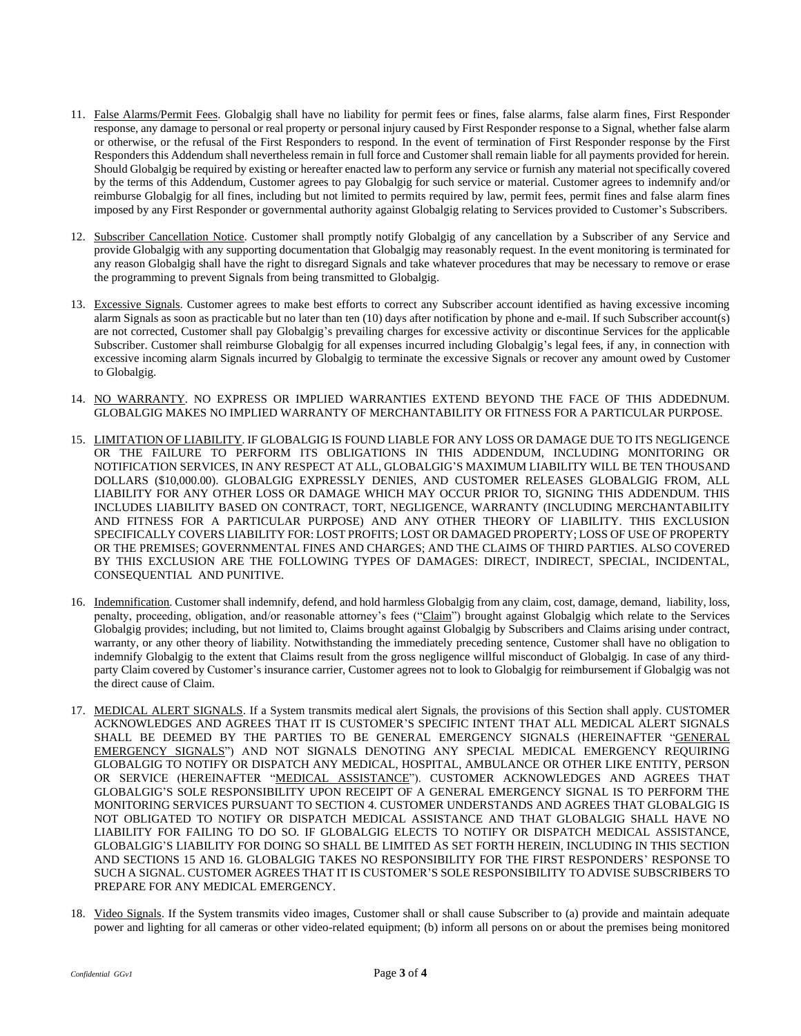11. False Alarms/Permit Fees. Globalgig shall have no liability for permit fees or fines, false alarms, false alarm fines, First Responder response, any damage to personal or real property or personal injury caused by First Responder response to a Signal, whether false alarm or otherwise, or the refusal of the First Responders to respond. In the event of termination of First Responder response by the First Responders this Addendum shall nevertheless remain in full force and Customer shall remain liable for all payments provided for herein. Should Globalgig be required by existing or hereafter enacted law to perform any service or furnish any material not specifically covered by the terms of this Addendum, Customer agrees to pay Globalgig for such service or material. Customer agrees to indemnify and/or reimburse Globalgig for all fines, including but not limited to permits required by law, permit fees, permit fines and false alarm fines imposed by any First Responder or governmental authority against Globalgig relating to Services provided to Customer's Subscribers.

12. Subscriber Cancellation Notice. Customer shall promptly notify Globalgig of any cancellation by a Subscriber of any Service and provide Globalgig with any supporting documentation that Globalgig may reasonably request. In the event monitoring is terminated for any reason Globalgig shall have the right to disregard Signals and take whatever procedures that may be necessary to remove or erase the programming to prevent Signals from being transmitted to Globalgig.

13. Excessive Signals. Customer agrees to make best efforts to correct any Subscriber account identified as having excessive incoming alarm Signals as soon as practicable but no later than ten (10) days after notification by phone and e-mail. If such Subscriber account(s) are not corrected, Customer shall pay Globalgig's prevailing charges for excessive activity or discontinue Services for the applicable Subscriber. Customer shall reimburse Globalgig for all expenses incurred including Globalgig's legal fees, if any, in connection with excessive incoming alarm Signals incurred by Globalgig to terminate the excessive Signals or recover any amount owed by Customer to Globalgig.

14. NO WARRANTY. NO EXPRESS OR IMPLIED WARRANTIES EXTEND BEYOND THE FACE OF THIS ADDEDNUM. GLOBALGIG MAKES NO IMPLIED WARRANTY OF MERCHANTABILITY OR FITNESS FOR A PARTICULAR PURPOSE.

15. LIMITATION OF LIABILITY. IF GLOBALGIG IS FOUND LIABLE FOR ANY LOSS OR DAMAGE DUE TO ITS NEGLIGENCE OR THE FAILURE TO PERFORM ITS OBLIGATIONS IN THIS ADDENDUM, INCLUDING MONITORING OR NOTIFICATION SERVICES, IN ANY RESPECT AT ALL, GLOBALGIG'S MAXIMUM LIABILITY WILL BE TEN THOUSAND DOLLARS ($10,000.00). GLOBALGIG EXPRESSLY DENIES, AND CUSTOMER RELEASES GLOBALGIG FROM, ALL LIABILITY FOR ANY OTHER LOSS OR DAMAGE WHICH MAY OCCUR PRIOR TO, SIGNING THIS ADDENDUM. THIS INCLUDES LIABILITY BASED ON CONTRACT, TORT, NEGLIGENCE, WARRANTY (INCLUDING MERCHANTABILITY AND FITNESS FOR A PARTICULAR PURPOSE) AND ANY OTHER THEORY OF LIABILITY. THIS EXCLUSION SPECIFICALLY COVERS LIABILITY FOR: LOST PROFITS; LOST OR DAMAGED PROPERTY; LOSS OF USE OF PROPERTY OR THE PREMISES; GOVERNMENTAL FINES AND CHARGES; AND THE CLAIMS OF THIRD PARTIES. ALSO COVERED BY THIS EXCLUSION ARE THE FOLLOWING TYPES OF DAMAGES: DIRECT, INDIRECT, SPECIAL, INCIDENTAL, CONSEQUENTIAL AND PUNITIVE.

16. Indemnification. Customer shall indemnify, defend, and hold harmless Globalgig from any claim, cost, damage, demand, liability, loss, penalty, proceeding, obligation, and/or reasonable attorney's fees ("Claim") brought against Globalgig which relate to the Services Globalgig provides; including, but not limited to, Claims brought against Globalgig by Subscribers and Claims arising under contract, warranty, or any other theory of liability. Notwithstanding the immediately preceding sentence, Customer shall have no obligation to indemnify Globalgig to the extent that Claims result from the gross negligence willful misconduct of Globalgig. In case of any third-party Claim covered by Customer's insurance carrier, Customer agrees not to look to Globalgig for reimbursement if Globalgig was not the direct cause of Claim.

17. MEDICAL ALERT SIGNALS. If a System transmits medical alert Signals, the provisions of this Section shall apply. CUSTOMER ACKNOWLEDGES AND AGREES THAT IT IS CUSTOMER'S SPECIFIC INTENT THAT ALL MEDICAL ALERT SIGNALS SHALL BE DEEMED BY THE PARTIES TO BE GENERAL EMERGENCY SIGNALS (HEREINAFTER "GENERAL EMERGENCY SIGNALS") AND NOT SIGNALS DENOTING ANY SPECIAL MEDICAL EMERGENCY REQUIRING GLOBALGIG TO NOTIFY OR DISPATCH ANY MEDICAL, HOSPITAL, AMBULANCE OR OTHER LIKE ENTITY, PERSON OR SERVICE (HEREINAFTER "MEDICAL ASSISTANCE"). CUSTOMER ACKNOWLEDGES AND AGREES THAT GLOBALGIG'S SOLE RESPONSIBILITY UPON RECEIPT OF A GENERAL EMERGENCY SIGNAL IS TO PERFORM THE MONITORING SERVICES PURSUANT TO SECTION 4. CUSTOMER UNDERSTANDS AND AGREES THAT GLOBALGIG IS NOT OBLIGATED TO NOTIFY OR DISPATCH MEDICAL ASSISTANCE AND THAT GLOBALGIG SHALL HAVE NO LIABILITY FOR FAILING TO DO SO. IF GLOBALGIG ELECTS TO NOTIFY OR DISPATCH MEDICAL ASSISTANCE, GLOBALGIG'S LIABILITY FOR DOING SO SHALL BE LIMITED AS SET FORTH HEREIN, INCLUDING IN THIS SECTION AND SECTIONS 15 AND 16. GLOBALGIG TAKES NO RESPONSIBILITY FOR THE FIRST RESPONDERS' RESPONSE TO SUCH A SIGNAL. CUSTOMER AGREES THAT IT IS CUSTOMER'S SOLE RESPONSIBILITY TO ADVISE SUBSCRIBERS TO PREPARE FOR ANY MEDICAL EMERGENCY.

18. Video Signals. If the System transmits video images, Customer shall or shall cause Subscriber to (a) provide and maintain adequate power and lighting for all cameras or other video-related equipment; (b) inform all persons on or about the premises being monitored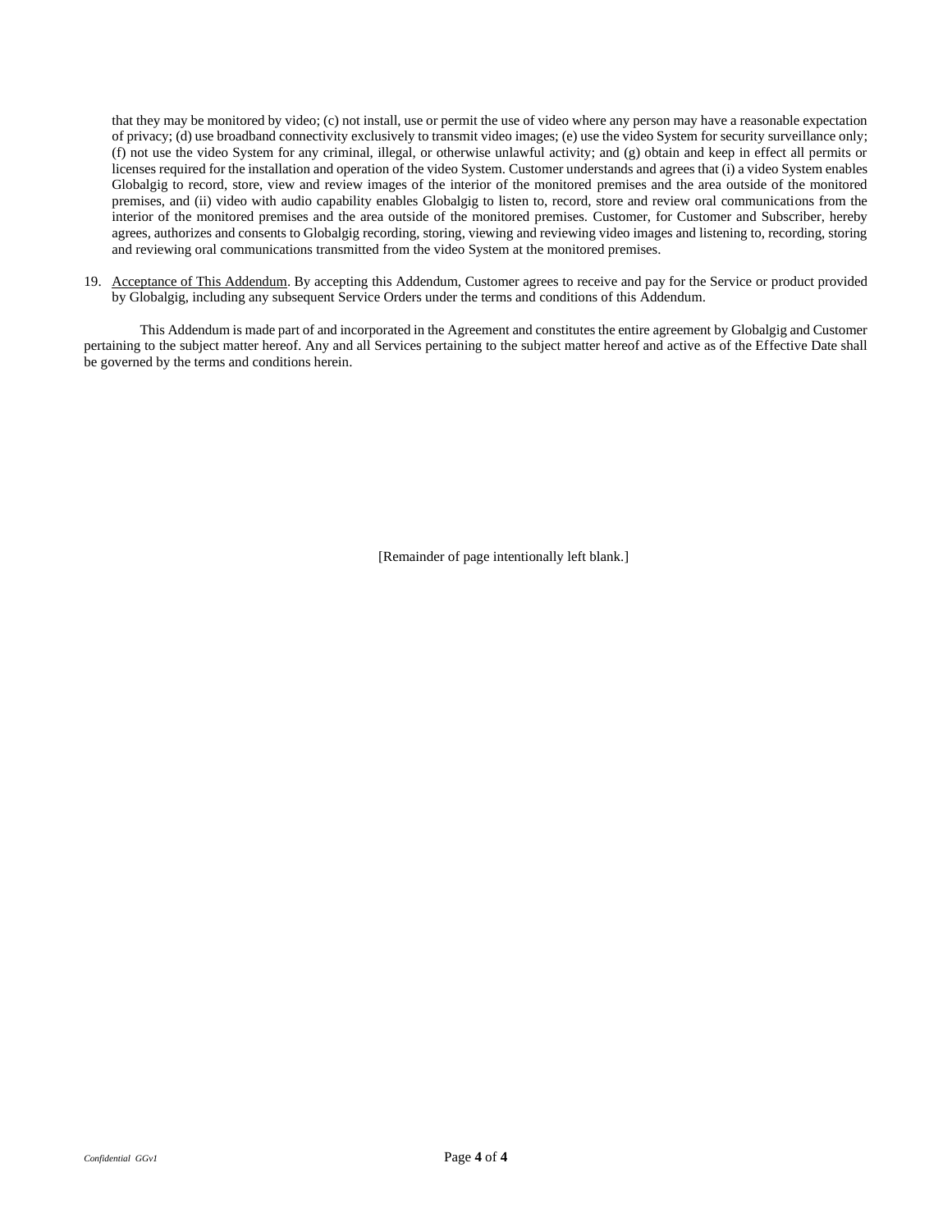that they may be monitored by video; (c) not install, use or permit the use of video where any person may have a reasonable expectation of privacy; (d) use broadband connectivity exclusively to transmit video images; (e) use the video System for security surveillance only; (f) not use the video System for any criminal, illegal, or otherwise unlawful activity; and (g) obtain and keep in effect all permits or licenses required for the installation and operation of the video System. Customer understands and agrees that (i) a video System enables Globalgig to record, store, view and review images of the interior of the monitored premises and the area outside of the monitored premises, and (ii) video with audio capability enables Globalgig to listen to, record, store and review oral communications from the interior of the monitored premises and the area outside of the monitored premises. Customer, for Customer and Subscriber, hereby agrees, authorizes and consents to Globalgig recording, storing, viewing and reviewing video images and listening to, recording, storing and reviewing oral communications transmitted from the video System at the monitored premises.

19. Acceptance of This Addendum. By accepting this Addendum, Customer agrees to receive and pay for the Service or product provided by Globalgig, including any subsequent Service Orders under the terms and conditions of this Addendum.

This Addendum is made part of and incorporated in the Agreement and constitutes the entire agreement by Globalgig and Customer pertaining to the subject matter hereof. Any and all Services pertaining to the subject matter hereof and active as of the Effective Date shall be governed by the terms and conditions herein.

[Remainder of page intentionally left blank.]